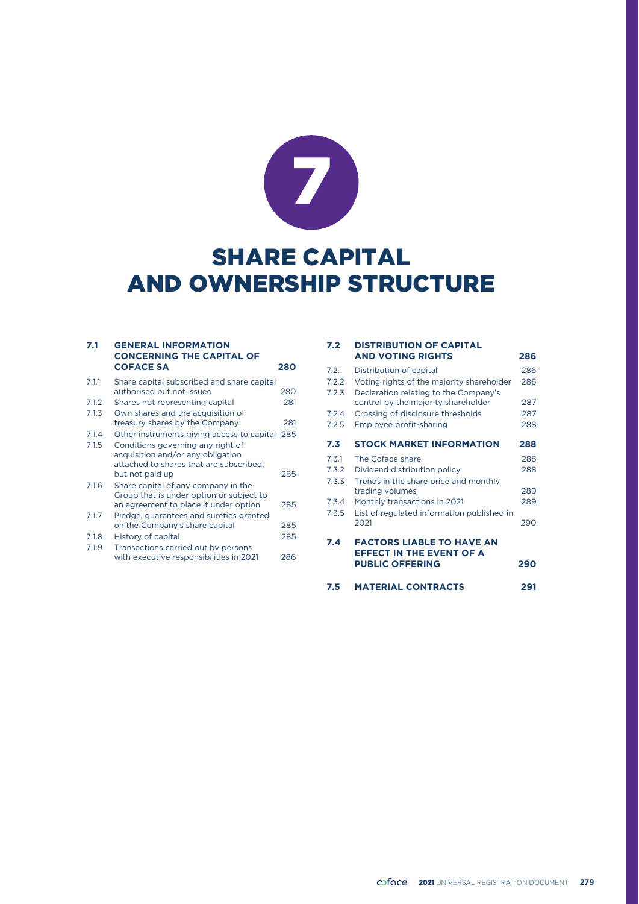# 7

# SHARE CAPITAL AND OWNERSHIP STRUCTURE

| | | |
|---|---|---|
| **7.1** | **GENERAL INFORMATION CONCERNING THE CAPITAL OF COFACE SA** | **280** |
| 7.1.1 | Share capital subscribed and share capital authorised but not issued | 280 |
| 7.1.2 | Shares not representing capital | 281 |
| 7.1.3 | Own shares and the acquisition of treasury shares by the Company | 281 |
| 7.1.4 | Other instruments giving access to capital | 285 |
| 7.1.5 | Conditions governing any right of acquisition and/or any obligation attached to shares that are subscribed, but not paid up | 285 |
| 7.1.6 | Share capital of any company in the Group that is under option or subject to an agreement to place it under option | 285 |
| 7.1.7 | Pledge, guarantees and sureties granted on the Company's share capital | 285 |
| 7.1.8 | History of capital | 285 |
| 7.1.9 | Transactions carried out by persons with executive responsibilities in 2021 | 286 |
| **7.2** | **DISTRIBUTION OF CAPITAL AND VOTING RIGHTS** | **286** |
| 7.2.1 | Distribution of capital | 286 |
| 7.2.2 | Voting rights of the majority shareholder | 286 |
| 7.2.3 | Declaration relating to the Company's control by the majority shareholder | 287 |
| 7.2.4 | Crossing of disclosure thresholds | 287 |
| 7.2.5 | Employee profit-sharing | 288 |
| **7.3** | **STOCK MARKET INFORMATION** | **288** |
| 7.3.1 | The Coface share | 288 |
| 7.3.2 | Dividend distribution policy | 288 |
| 7.3.3 | Trends in the share price and monthly trading volumes | 289 |
| 7.3.4 | Monthly transactions in 2021 | 289 |
| 7.3.5 | List of regulated information published in 2021 | 290 |
| **7.4** | **FACTORS LIABLE TO HAVE AN EFFECT IN THE EVENT OF A PUBLIC OFFERING** | **290** |
| **7.5** | **MATERIAL CONTRACTS** | **291** |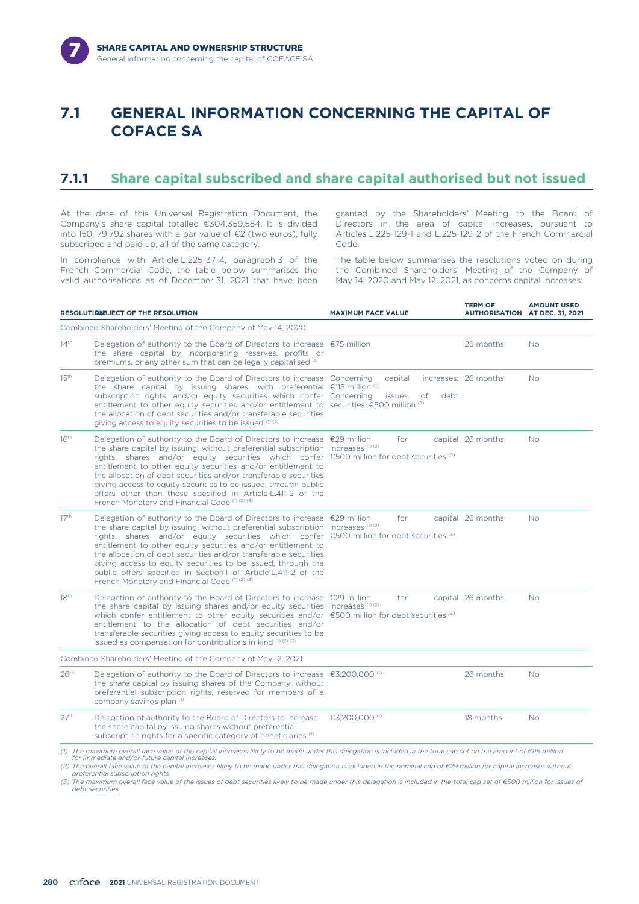# 7.1 GENERAL INFORMATION CONCERNING THE CAPITAL OF COFACE SA

## 7.1.1 Share capital subscribed and share capital authorised but not issued

At the date of this Universal Registration Document, the Company's share capital totalled €304,359,584. It is divided into 150,179,792 shares with a par value of €2 (two euros), fully subscribed and paid up, all of the same category.

In compliance with Article L.225-37-4, paragraph 3 of the French Commercial Code, the table below summarises the valid authorisations as of December 31, 2021 that have been granted by the Shareholders' Meeting to the Board of Directors in the area of capital increases, pursuant to Articles L.225-129-1 and L.225-129-2 of the French Commercial Code.

The table below summarises the resolutions voted on during the Combined Shareholders' Meeting of the Company of May 14, 2020 and May 12, 2021, as concerns capital increases:

| RESOLUTION | SUBJECT OF THE RESOLUTION | MAXIMUM FACE VALUE | TERM OF AUTHORISATION | AMOUNT USED AT DEC. 31, 2021 |
|---|---|---|---|---|
| Combined Shareholders' Meeting of the Company of May 14, 2020 | | | | |
| 14th | Delegation of authority to the Board of Directors to increase the share capital by incorporating reserves, profits or premiums, or any other sum that can be legally capitalised (1) | €75 million | 26 months | No |
| 15th | Delegation of authority to the Board of Directors to increase the share capital by issuing shares, with preferential subscription rights, and/or equity securities which confer entitlement to other equity securities and/or entitlement to the allocation of debt securities and/or transferable securities giving access to equity securities to be issued (1) (2) | Concerning capital increases: €115 million (1) Concerning issues of debt securities: €500 million (3) | 26 months | No |
| 16th | Delegation of authority to the Board of Directors to increase the share capital by issuing, without preferential subscription rights, shares and/or equity securities which confer entitlement to other equity securities and/or entitlement to the allocation of debt securities and/or transferable securities giving access to equity securities to be issued, through public offers other than those specified in Article L.411-2 of the French Monetary and Financial Code (1) (2) (3) | €29 million for capital increases (1) (2) €500 million for debt securities (3) | 26 months | No |
| 17th | Delegation of authority to the Board of Directors to increase the share capital by issuing, without preferential subscription rights, shares and/or equity securities which confer entitlement to other equity securities and/or entitlement to the allocation of debt securities and/or transferable securities giving access to equity securities to be issued, through the public offers specified in Section I of Article L.411-2 of the French Monetary and Financial Code (1) (2) (3) | €29 million for capital increases (1) (2) €500 million for debt securities (3) | 26 months | No |
| 18th | Delegation of authority to the Board of Directors to increase the share capital by issuing shares and/or equity securities which confer entitlement to other equity securities and/or entitlement to the allocation of debt securities and/or transferable securities giving access to equity securities to be issued as compensation for contributions in kind (1) (2) (3) | €29 million for capital increases (1) (2) €500 million for debt securities (3) | 26 months | No |
| Combined Shareholders' Meeting of the Company of May 12, 2021 | | | | |
| 26th | Delegation of authority to the Board of Directors to increase the share capital by issuing shares of the Company, without preferential subscription rights, reserved for members of a company savings plan (1) | €3,200,000 (1) | 26 months | No |
| 27th | Delegation of authority to the Board of Directors to increase the share capital by issuing shares without preferential subscription rights for a specific category of beneficiaries (1) | €3,200,000 (1) | 18 months | No |

*(1) The maximum overall face value of the capital increases likely to be made under this delegation is included in the total cap set on the amount of €115 million for immediate and/or future capital increases.*

*(2) The overall face value of the capital increases likely to be made under this delegation is included in the nominal cap of €29 million for capital increases without preferential subscription rights.*

*(3) The maximum overall face value of the issues of debt securities likely to be made under this delegation is included in the total cap set of €500 million for issues of debt securities.*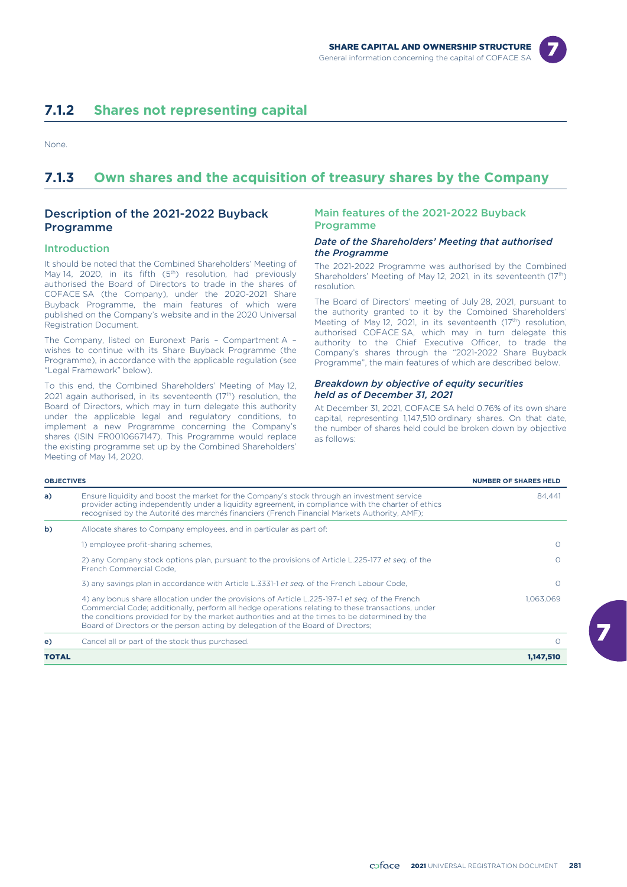## 7.1.2 Shares not representing capital

None.

## 7.1.3 Own shares and the acquisition of treasury shares by the Company

### Description of the 2021-2022 Buyback Programme

#### Introduction

It should be noted that the Combined Shareholders' Meeting of May 14, 2020, in its fifth (5th) resolution, had previously authorised the Board of Directors to trade in the shares of COFACE SA (the Company), under the 2020-2021 Share Buyback Programme, the main features of which were published on the Company's website and in the 2020 Universal Registration Document.

The Company, listed on Euronext Paris – Compartment A – wishes to continue with its Share Buyback Programme (the Programme), in accordance with the applicable regulation (see "Legal Framework" below).

To this end, the Combined Shareholders' Meeting of May 12, 2021 again authorised, in its seventeenth (17th) resolution, the Board of Directors, which may in turn delegate this authority under the applicable legal and regulatory conditions, to implement a new Programme concerning the Company's shares (ISIN FR0010667147). This Programme would replace the existing programme set up by the Combined Shareholders' Meeting of May 14, 2020.

### Main features of the 2021-2022 Buyback Programme

#### *Date of the Shareholders' Meeting that authorised the Programme*

The 2021-2022 Programme was authorised by the Combined Shareholders' Meeting of May 12, 2021, in its seventeenth (17th) resolution.

The Board of Directors' meeting of July 28, 2021, pursuant to the authority granted to it by the Combined Shareholders' Meeting of May 12, 2021, in its seventeenth (17th) resolution, authorised COFACE SA, which may in turn delegate this authority to the Chief Executive Officer, to trade the Company's shares through the "2021-2022 Share Buyback Programme", the main features of which are described below.

#### *Breakdown by objective of equity securities held as of December 31, 2021*

At December 31, 2021, COFACE SA held 0.76% of its own share capital, representing 1,147,510 ordinary shares. On that date, the number of shares held could be broken down by objective as follows:

| OBJECTIVES | | NUMBER OF SHARES HELD |
|---|---|---|
| a) | Ensure liquidity and boost the market for the Company's stock through an investment service provider acting independently under a liquidity agreement, in compliance with the charter of ethics recognised by the Autorité des marchés financiers (French Financial Markets Authority, AMF); | 84,441 |
| b) | Allocate shares to Company employees, and in particular as part of: | |
| | 1) employee profit-sharing schemes, | 0 |
| | 2) any Company stock options plan, pursuant to the provisions of Article L.225-177 *et seq.* of the French Commercial Code, | 0 |
| | 3) any savings plan in accordance with Article L.3331-1 *et seq.* of the French Labour Code, | 0 |
| | 4) any bonus share allocation under the provisions of Article L.225-197-1 *et seq.* of the French Commercial Code; additionally, perform all hedge operations relating to these transactions, under the conditions provided for by the market authorities and at the times to be determined by the Board of Directors or the person acting by delegation of the Board of Directors; | 1,063,069 |
| e) | Cancel all or part of the stock thus purchased. | 0 |
| **TOTAL** | | **1,147,510** |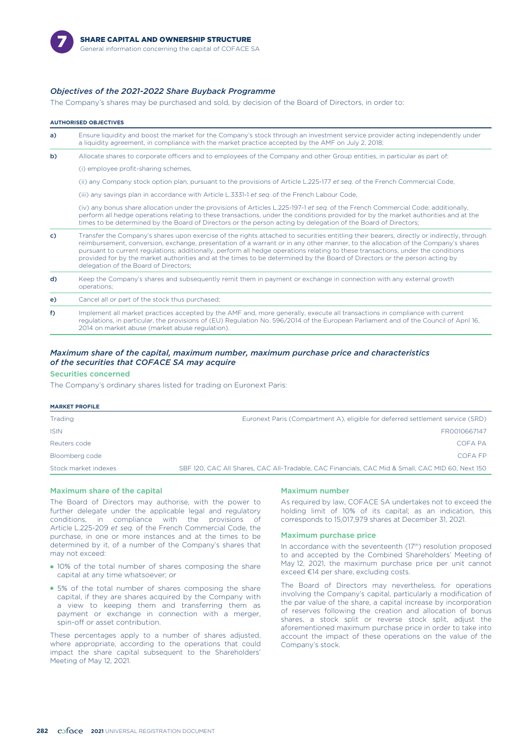### *Objectives of the 2021-2022 Share Buyback Programme*

The Company's shares may be purchased and sold, by decision of the Board of Directors, in order to:

| AUTHORISED OBJECTIVES | |
|---|---|
| **a)** | Ensure liquidity and boost the market for the Company's stock through an investment service provider acting independently under a liquidity agreement, in compliance with the market practice accepted by the AMF on July 2, 2018; |
| **b)** | Allocate shares to corporate officers and to employees of the Company and other Group entities, in particular as part of: (i) employee profit-sharing schemes, (ii) any Company stock option plan, pursuant to the provisions of Article L.225-177 *et seq.* of the French Commercial Code, (iii) any savings plan in accordance with Article L.3331-1 *et seq.* of the French Labour Code, (iv) any bonus share allocation under the provisions of Articles L.225-197-1 *et seq.* of the French Commercial Code; additionally, perform all hedge operations relating to these transactions, under the conditions provided for by the market authorities and at the times to be determined by the Board of Directors or the person acting by delegation of the Board of Directors; |
| **c)** | Transfer the Company's shares upon exercise of the rights attached to securities entitling their bearers, directly or indirectly, through reimbursement, conversion, exchange, presentation of a warrant or in any other manner, to the allocation of the Company's shares pursuant to current regulations; additionally, perform all hedge operations relating to these transactions, under the conditions provided for by the market authorities and at the times to be determined by the Board of Directors or the person acting by delegation of the Board of Directors; |
| **d)** | Keep the Company's shares and subsequently remit them in payment or exchange in connection with any external growth operations; |
| **e)** | Cancel all or part of the stock thus purchased; |
| **f)** | Implement all market practices accepted by the AMF and, more generally, execute all transactions in compliance with current regulations, in particular, the provisions of (EU) Regulation No. 596/2014 of the European Parliament and of the Council of April 16, 2014 on market abuse (market abuse regulation). |

### *Maximum share of the capital, maximum number, maximum purchase price and characteristics of the securities that COFACE SA may acquire*

#### Securities concerned

The Company's ordinary shares listed for trading on Euronext Paris:

| MARKET PROFILE | |
|---|---|
| Trading | Euronext Paris (Compartment A), eligible for deferred settlement service (SRD) |
| ISIN | FR0010667147 |
| Reuters code | COFA PA |
| Bloomberg code | COFA FP |
| Stock market indexes | SBF 120, CAC All Shares, CAC All-Tradable, CAC Financials, CAC Mid & Small, CAC MID 60, Next 150 |

#### Maximum share of the capital

The Board of Directors may authorise, with the power to further delegate under the applicable legal and regulatory conditions, in compliance with the provisions of Article L.225-209 *et seq.* of the French Commercial Code, the purchase, in one or more instances and at the times to be determined by it, of a number of the Company's shares that may not exceed:

- 10% of the total number of shares composing the share capital at any time whatsoever; or
- 5% of the total number of shares composing the share capital, if they are shares acquired by the Company with a view to keeping them and transferring them as payment or exchange in connection with a merger, spin-off or asset contribution.

These percentages apply to a number of shares adjusted, where appropriate, according to the operations that could impact the share capital subsequent to the Shareholders' Meeting of May 12, 2021.

#### Maximum number

As required by law, COFACE SA undertakes not to exceed the holding limit of 10% of its capital; as an indication, this corresponds to 15,017,979 shares at December 31, 2021.

#### Maximum purchase price

In accordance with the seventeenth (17th) resolution proposed to and accepted by the Combined Shareholders' Meeting of May 12, 2021, the maximum purchase price per unit cannot exceed €14 per share, excluding costs.

The Board of Directors may nevertheless, for operations involving the Company's capital, particularly a modification of the par value of the share, a capital increase by incorporation of reserves following the creation and allocation of bonus shares, a stock split or reverse stock split, adjust the aforementioned maximum purchase price in order to take into account the impact of these operations on the value of the Company's stock.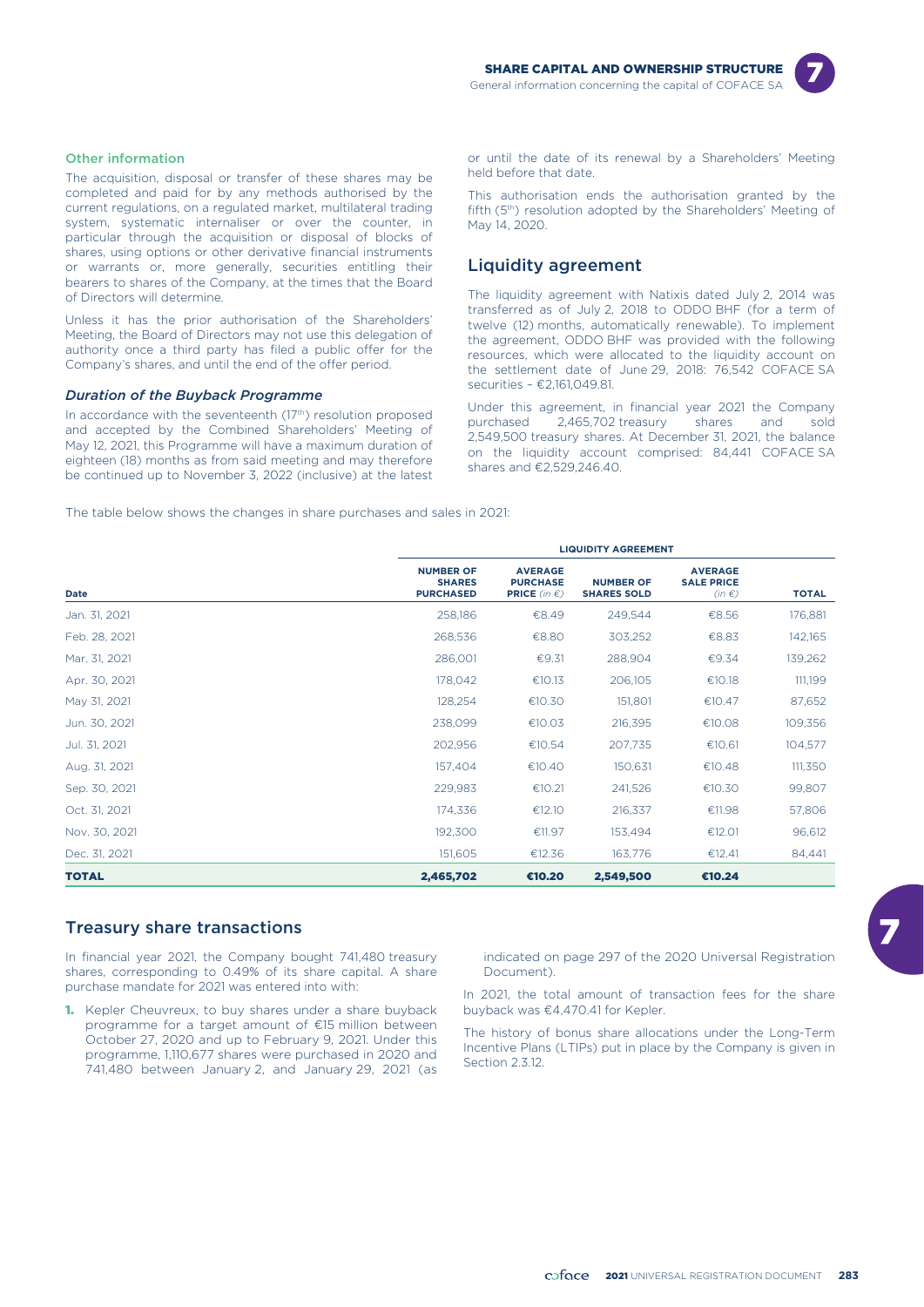#### Other information

The acquisition, disposal or transfer of these shares may be completed and paid for by any methods authorised by the current regulations, on a regulated market, multilateral trading system, systematic internaliser or over the counter, in particular through the acquisition or disposal of blocks of shares, using options or other derivative financial instruments or warrants or, more generally, securities entitling their bearers to shares of the Company, at the times that the Board of Directors will determine.

Unless it has the prior authorisation of the Shareholders' Meeting, the Board of Directors may not use this delegation of authority once a third party has filed a public offer for the Company's shares, and until the end of the offer period.

#### *Duration of the Buyback Programme*

In accordance with the seventeenth (17th) resolution proposed and accepted by the Combined Shareholders' Meeting of May 12, 2021, this Programme will have a maximum duration of eighteen (18) months as from said meeting and may therefore be continued up to November 3, 2022 (inclusive) at the latest or until the date of its renewal by a Shareholders' Meeting held before that date.

This authorisation ends the authorisation granted by the fifth (5th) resolution adopted by the Shareholders' Meeting of May 14, 2020.

## Liquidity agreement

The liquidity agreement with Natixis dated July 2, 2014 was transferred as of July 2, 2018 to ODDO BHF (for a term of twelve (12) months, automatically renewable). To implement the agreement, ODDO BHF was provided with the following resources, which were allocated to the liquidity account on the settlement date of June 29, 2018: 76,542 COFACE SA securities – €2,161,049.81.

Under this agreement, in financial year 2021 the Company purchased 2,465,702 treasury shares and sold 2,549,500 treasury shares. At December 31, 2021, the balance on the liquidity account comprised: 84,441 COFACE SA shares and €2,529,246.40.

The table below shows the changes in share purchases and sales in 2021:

| | LIQUIDITY AGREEMENT | | | | |
|---|---|---|---|---|---|
| **Date** | **NUMBER OF SHARES PURCHASED** | **AVERAGE PURCHASE PRICE** *(in €)* | **NUMBER OF SHARES SOLD** | **AVERAGE SALE PRICE** *(in €)* | **TOTAL** |
| Jan. 31, 2021 | 258,186 | €8.49 | 249,544 | €8.56 | 176,881 |
| Feb. 28, 2021 | 268,536 | €8.80 | 303,252 | €8.83 | 142,165 |
| Mar. 31, 2021 | 286,001 | €9.31 | 288,904 | €9.34 | 139,262 |
| Apr. 30, 2021 | 178,042 | €10.13 | 206,105 | €10.18 | 111,199 |
| May 31, 2021 | 128,254 | €10.30 | 151,801 | €10.47 | 87,652 |
| Jun. 30, 2021 | 238,099 | €10.03 | 216,395 | €10.08 | 109,356 |
| Jul. 31, 2021 | 202,956 | €10.54 | 207,735 | €10.61 | 104,577 |
| Aug. 31, 2021 | 157,404 | €10.40 | 150,631 | €10.48 | 111,350 |
| Sep. 30, 2021 | 229,983 | €10.21 | 241,526 | €10.30 | 99,807 |
| Oct. 31, 2021 | 174,336 | €12.10 | 216,337 | €11.98 | 57,806 |
| Nov. 30, 2021 | 192,300 | €11.97 | 153,494 | €12.01 | 96,612 |
| Dec. 31, 2021 | 151,605 | €12.36 | 163,776 | €12.41 | 84,441 |
| **TOTAL** | **2,465,702** | **€10.20** | **2,549,500** | **€10.24** | |

## Treasury share transactions

In financial year 2021, the Company bought 741,480 treasury shares, corresponding to 0.49% of its share capital. A share purchase mandate for 2021 was entered into with:

1. Kepler Cheuvreux, to buy shares under a share buyback programme for a target amount of €15 million between October 27, 2020 and up to February 9, 2021. Under this programme, 1,110,677 shares were purchased in 2020 and 741,480 between January 2, and January 29, 2021 (as indicated on page 297 of the 2020 Universal Registration Document).

In 2021, the total amount of transaction fees for the share buyback was €4,470.41 for Kepler.

The history of bonus share allocations under the Long-Term Incentive Plans (LTIPs) put in place by the Company is given in Section 2.3.12.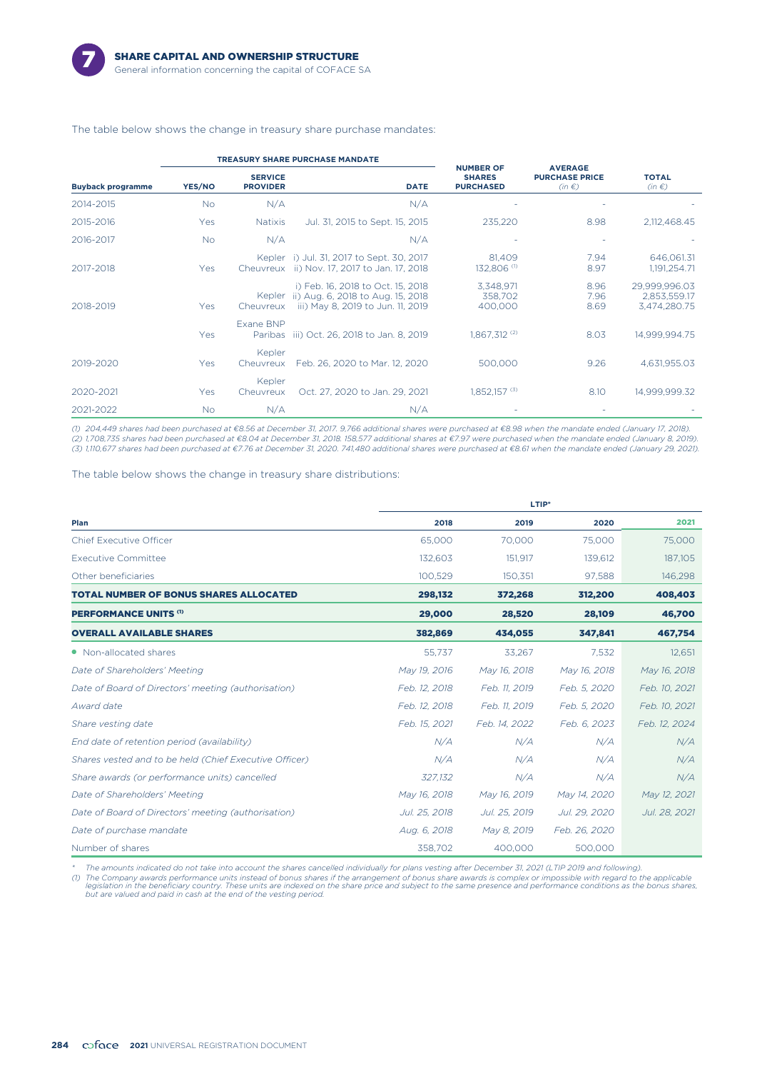The table below shows the change in treasury share purchase mandates:

| Buyback programme | TREASURY SHARE PURCHASE MANDATE YES/NO | SERVICE PROVIDER | DATE | NUMBER OF SHARES PURCHASED | AVERAGE PURCHASE PRICE (in €) | TOTAL (in €) |
|---|---|---|---|---|---|---|
| 2014-2015 | No | N/A | N/A | - | - | - |
| 2015-2016 | Yes | Natixis | Jul. 31, 2015 to Sept. 15, 2015 | 235,220 | 8.98 | 2,112,468.45 |
| 2016-2017 | No | N/A | N/A | - | - | - |
| 2017-2018 | Yes | Kepler Cheuvreux | i) Jul. 31, 2017 to Sept. 30, 2017<br>ii) Nov. 17, 2017 to Jan. 17, 2018 | 81,409<br>132,806 (1) | 7.94<br>8.97 | 646,061.31<br>1,191,254.71 |
| 2018-2019 | Yes | Kepler Cheuvreux | i) Feb. 16, 2018 to Oct. 15, 2018<br>ii) Aug. 6, 2018 to Aug. 15, 2018<br>iii) May 8, 2019 to Jun. 11, 2019 | 3,348,971<br>358,702<br>400,000 | 8.96<br>7.96<br>8.69 | 29,999,996.03<br>2,853,559.17<br>3,474,280.75 |
| | Yes | Exane BNP Paribas | iii) Oct. 26, 2018 to Jan. 8, 2019 | 1,867,312 (2) | 8.03 | 14,999,994.75 |
| 2019-2020 | Yes | Kepler Cheuvreux | Feb. 26, 2020 to Mar. 12, 2020 | 500,000 | 9.26 | 4,631,955.03 |
| 2020-2021 | Yes | Kepler Cheuvreux | Oct. 27, 2020 to Jan. 29, 2021 | 1,852,157 (3) | 8.10 | 14,999,999.32 |
| 2021-2022 | No | N/A | N/A | - | - | - |

*(1) 204,449 shares had been purchased at €8.56 at December 31, 2017. 9,766 additional shares were purchased at €8.98 when the mandate ended (January 17, 2018).*
*(2) 1,708,735 shares had been purchased at €8.04 at December 31, 2018. 158,577 additional shares at €7.97 were purchased when the mandate ended (January 8, 2019).*
*(3) 1,110,677 shares had been purchased at €7.76 at December 31, 2020. 741,480 additional shares were purchased at €8.61 when the mandate ended (January 29, 2021).*

The table below shows the change in treasury share distributions:

| | LTIP* | | | |
|---|---|---|---|---|
| **Plan** | **2018** | **2019** | **2020** | **2021** |
| Chief Executive Officer | 65,000 | 70,000 | 75,000 | 75,000 |
| Executive Committee | 132,603 | 151,917 | 139,612 | 187,105 |
| Other beneficiaries | 100,529 | 150,351 | 97,588 | 146,298 |
| **TOTAL NUMBER OF BONUS SHARES ALLOCATED** | **298,132** | **372,268** | **312,200** | **408,403** |
| **PERFORMANCE UNITS (1)** | **29,000** | **28,520** | **28,109** | **46,700** |
| **OVERALL AVAILABLE SHARES** | **382,869** | **434,055** | **347,841** | **467,754** |
| • Non-allocated shares | 55,737 | 33,267 | 7,532 | 12,651 |
| *Date of Shareholders' Meeting* | *May 19, 2016* | *May 16, 2018* | *May 16, 2018* | *May 16, 2018* |
| *Date of Board of Directors' meeting (authorisation)* | *Feb. 12, 2018* | *Feb. 11, 2019* | *Feb. 5, 2020* | *Feb. 10, 2021* |
| *Award date* | *Feb. 12, 2018* | *Feb. 11, 2019* | *Feb. 5, 2020* | *Feb. 10, 2021* |
| *Share vesting date* | *Feb. 15, 2021* | *Feb. 14, 2022* | *Feb. 6, 2023* | *Feb. 12, 2024* |
| *End date of retention period (availability)* | *N/A* | *N/A* | *N/A* | *N/A* |
| *Shares vested and to be held (Chief Executive Officer)* | *N/A* | *N/A* | *N/A* | *N/A* |
| *Share awards (or performance units) cancelled* | *327,132* | *N/A* | *N/A* | *N/A* |
| *Date of Shareholders' Meeting* | *May 16, 2018* | *May 16, 2019* | *May 14, 2020* | *May 12, 2021* |
| *Date of Board of Directors' meeting (authorisation)* | *Jul. 25, 2018* | *Jul. 25, 2019* | *Jul. 29, 2020* | *Jul. 28, 2021* |
| *Date of purchase mandate* | *Aug. 6, 2018* | *May 8, 2019* | *Feb. 26, 2020* | |
| Number of shares | 358,702 | 400,000 | 500,000 | |

\* *The amounts indicated do not take into account the shares cancelled individually for plans vesting after December 31, 2021 (LTIP 2019 and following).*
*(1) The Company awards performance units instead of bonus shares if the arrangement of bonus share awards is complex or impossible with regard to the applicable legislation in the beneficiary country. These units are indexed on the share price and subject to the same presence and performance conditions as the bonus shares, but are valued and paid in cash at the end of the vesting period.*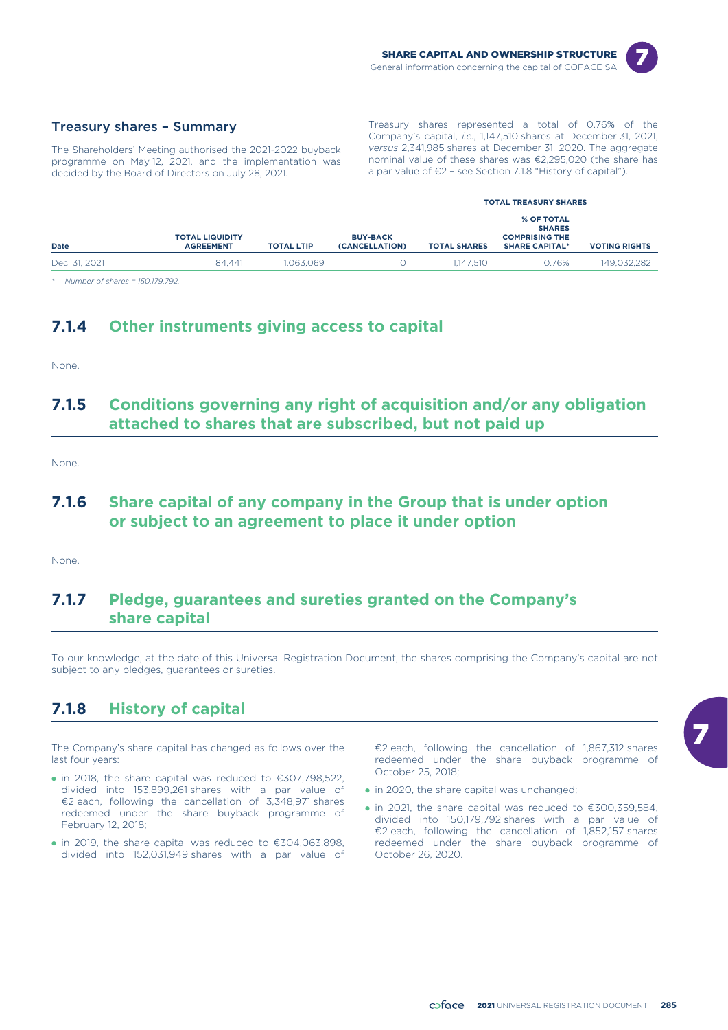### Treasury shares – Summary

The Shareholders' Meeting authorised the 2021-2022 buyback programme on May 12, 2021, and the implementation was decided by the Board of Directors on July 28, 2021.

Treasury shares represented a total of 0.76% of the Company's capital, *i.e.*, 1,147,510 shares at December 31, 2021, *versus* 2,341,985 shares at December 31, 2020. The aggregate nominal value of these shares was €2,295,020 (the share has a par value of €2 – see Section 7.1.8 "History of capital").

| | | | | TOTAL TREASURY SHARES | | |
|---|---|---|---|---|---|---|
| **Date** | **TOTAL LIQUIDITY AGREEMENT** | **TOTAL LTIP** | **BUY-BACK (CANCELLATION)** | **TOTAL SHARES** | **% OF TOTAL SHARES COMPRISING THE SHARE CAPITAL*** | **VOTING RIGHTS** |
| Dec. 31, 2021 | 84,441 | 1,063,069 | 0 | 1,147,510 | 0.76% | 149,032,282 |

\* *Number of shares = 150,179,792.*

## 7.1.4 Other instruments giving access to capital

None.

## 7.1.5 Conditions governing any right of acquisition and/or any obligation attached to shares that are subscribed, but not paid up

None.

## 7.1.6 Share capital of any company in the Group that is under option or subject to an agreement to place it under option

None.

## 7.1.7 Pledge, guarantees and sureties granted on the Company's share capital

To our knowledge, at the date of this Universal Registration Document, the shares comprising the Company's capital are not subject to any pledges, guarantees or sureties.

## 7.1.8 History of capital

The Company's share capital has changed as follows over the last four years:

- in 2018, the share capital was reduced to €307,798,522, divided into 153,899,261 shares with a par value of €2 each, following the cancellation of 3,348,971 shares redeemed under the share buyback programme of February 12, 2018;
- in 2019, the share capital was reduced to €304,063,898, divided into 152,031,949 shares with a par value of €2 each, following the cancellation of 1,867,312 shares redeemed under the share buyback programme of October 25, 2018;
- in 2020, the share capital was unchanged;
- in 2021, the share capital was reduced to €300,359,584, divided into 150,179,792 shares with a par value of €2 each, following the cancellation of 1,852,157 shares redeemed under the share buyback programme of October 26, 2020.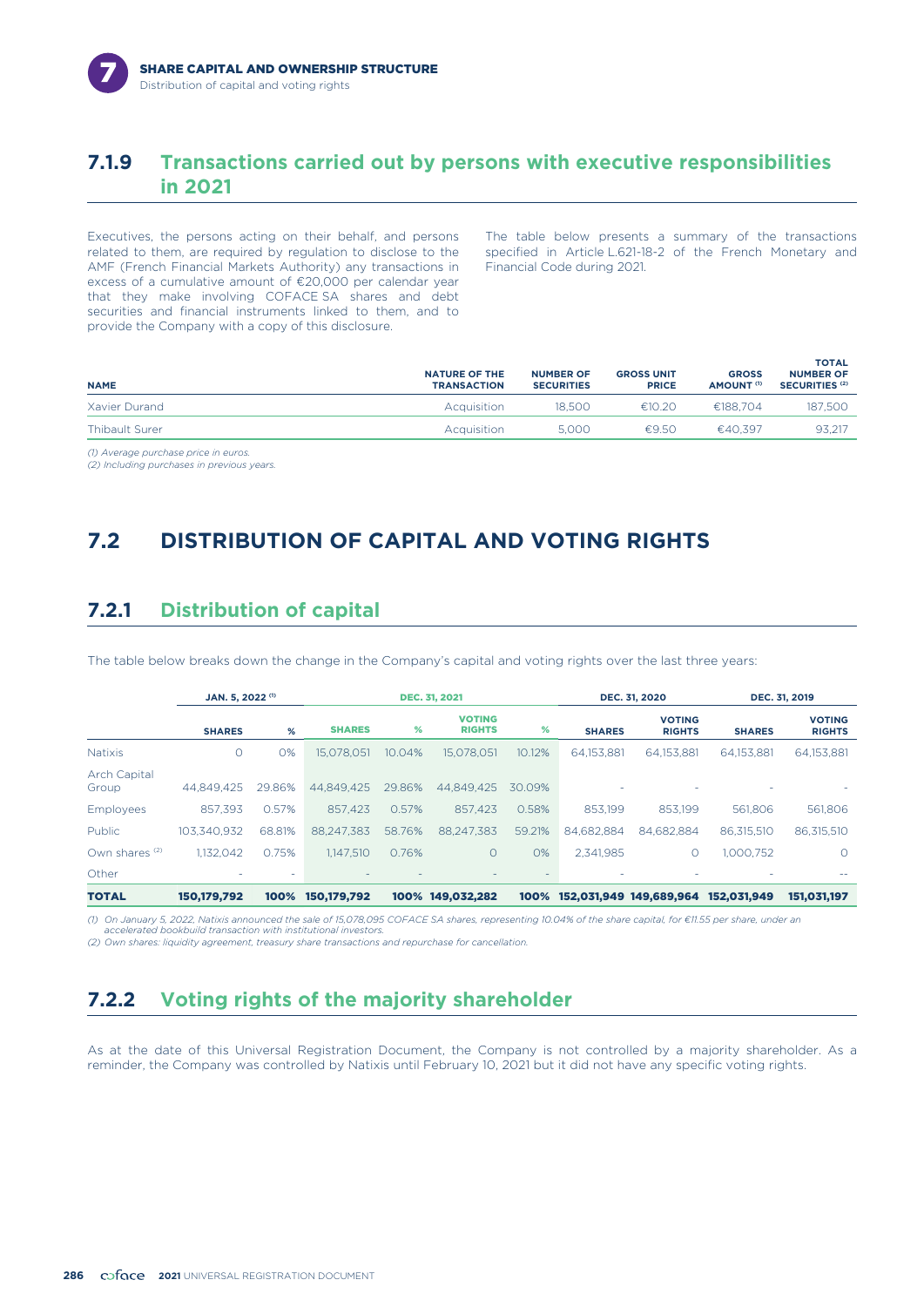## 7.1.9 Transactions carried out by persons with executive responsibilities in 2021

Executives, the persons acting on their behalf, and persons related to them, are required by regulation to disclose to the AMF (French Financial Markets Authority) any transactions in excess of a cumulative amount of €20,000 per calendar year that they make involving COFACE SA shares and debt securities and financial instruments linked to them, and to provide the Company with a copy of this disclosure.

The table below presents a summary of the transactions specified in Article L.621-18-2 of the French Monetary and Financial Code during 2021.

| NAME | NATURE OF THE TRANSACTION | NUMBER OF SECURITIES | GROSS UNIT PRICE | GROSS AMOUNT (1) | TOTAL NUMBER OF SECURITIES (2) |
|---|---|---|---|---|---|
| Xavier Durand | Acquisition | 18,500 | €10.20 | €188,704 | 187,500 |
| Thibault Surer | Acquisition | 5,000 | €9.50 | €40,397 | 93,217 |

*(1) Average purchase price in euros.*
*(2) Including purchases in previous years.*

# 7.2 DISTRIBUTION OF CAPITAL AND VOTING RIGHTS

## 7.2.1 Distribution of capital

The table below breaks down the change in the Company's capital and voting rights over the last three years:

| | JAN. 5, 2022 (1) | | DEC. 31, 2021 | | | | DEC. 31, 2020 | | DEC. 31, 2019 | |
|---|---|---|---|---|---|---|---|---|---|---|
| | SHARES | % | SHARES | % | VOTING RIGHTS | % | SHARES | VOTING RIGHTS | SHARES | VOTING RIGHTS |
| Natixis | 0 | 0% | 15,078,051 | 10.04% | 15,078,051 | 10.12% | 64,153,881 | 64,153,881 | 64,153,881 | 64,153,881 |
| Arch Capital Group | 44,849,425 | 29.86% | 44,849,425 | 29.86% | 44,849,425 | 30.09% | - | - | - | - |
| Employees | 857,393 | 0.57% | 857,423 | 0.57% | 857,423 | 0.58% | 853,199 | 853,199 | 561,806 | 561,806 |
| Public | 103,340,932 | 68.81% | 88,247,383 | 58.76% | 88,247,383 | 59.21% | 84,682,884 | 84,682,884 | 86,315,510 | 86,315,510 |
| Own shares (2) | 1,132,042 | 0.75% | 1,147,510 | 0.76% | 0 | 0% | 2,341,985 | 0 | 1,000,752 | 0 |
| Other | - | - | - | - | - | - | - | - | - | -- |
| **TOTAL** | **150,179,792** | **100%** | **150,179,792** | **100%** | **149,032,282** | **100%** | **152,031,949** | **149,689,964** | **152,031,949** | **151,031,197** |

*(1) On January 5, 2022, Natixis announced the sale of 15,078,095 COFACE SA shares, representing 10.04% of the share capital, for €11.55 per share, under an accelerated bookbuild transaction with institutional investors.*
*(2) Own shares: liquidity agreement, treasury share transactions and repurchase for cancellation.*

## 7.2.2 Voting rights of the majority shareholder

As at the date of this Universal Registration Document, the Company is not controlled by a majority shareholder. As a reminder, the Company was controlled by Natixis until February 10, 2021 but it did not have any specific voting rights.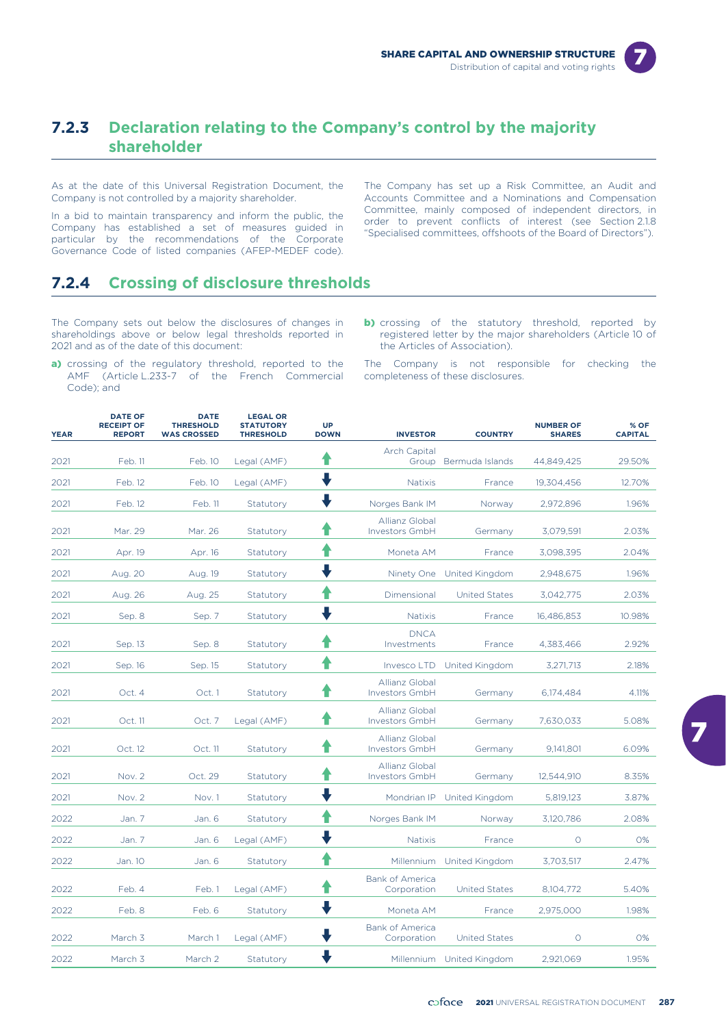### 7.2.3 Declaration relating to the Company's control by the majority shareholder

As at the date of this Universal Registration Document, the Company is not controlled by a majority shareholder.

In a bid to maintain transparency and inform the public, the Company has established a set of measures guided in particular by the recommendations of the Corporate Governance Code of listed companies (AFEP-MEDEF code).

The Company has set up a Risk Committee, an Audit and Accounts Committee and a Nominations and Compensation Committee, mainly composed of independent directors, in order to prevent conflicts of interest (see Section 2.1.8 "Specialised committees, offshoots of the Board of Directors").

### 7.2.4 Crossing of disclosure thresholds

The Company sets out below the disclosures of changes in shareholdings above or below legal thresholds reported in 2021 and as of the date of this document:

**a)** crossing of the regulatory threshold, reported to the AMF (Article L.233-7 of the French Commercial Code); and

**b)** crossing of the statutory threshold, reported by registered letter by the major shareholders (Article 10 of the Articles of Association).

The Company is not responsible for checking the completeness of these disclosures.

| YEAR | DATE OF RECEIPT OF REPORT | DATE THRESHOLD WAS CROSSED | LEGAL OR STATUTORY THRESHOLD | UP DOWN | INVESTOR | COUNTRY | NUMBER OF SHARES | % OF CAPITAL |
|---|---|---|---|---|---|---|---|---|
| 2021 | Feb. 11 | Feb. 10 | Legal (AMF) | ↑ | Arch Capital Group | Bermuda Islands | 44,849,425 | 29.50% |
| 2021 | Feb. 12 | Feb. 10 | Legal (AMF) | ↓ | Natixis | France | 19,304,456 | 12.70% |
| 2021 | Feb. 12 | Feb. 11 | Statutory | ↓ | Norges Bank IM | Norway | 2,972,896 | 1.96% |
| 2021 | Mar. 29 | Mar. 26 | Statutory | ↑ | Allianz Global Investors GmbH | Germany | 3,079,591 | 2.03% |
| 2021 | Apr. 19 | Apr. 16 | Statutory | ↑ | Moneta AM | France | 3,098,395 | 2.04% |
| 2021 | Aug. 20 | Aug. 19 | Statutory | ↓ | Ninety One | United Kingdom | 2,948,675 | 1.96% |
| 2021 | Aug. 26 | Aug. 25 | Statutory | ↑ | Dimensional | United States | 3,042,775 | 2.03% |
| 2021 | Sep. 8 | Sep. 7 | Statutory | ↓ | Natixis | France | 16,486,853 | 10.98% |
| 2021 | Sep. 13 | Sep. 8 | Statutory | ↑ | DNCA Investments | France | 4,383,466 | 2.92% |
| 2021 | Sep. 16 | Sep. 15 | Statutory | ↑ | Invesco LTD | United Kingdom | 3,271,713 | 2.18% |
| 2021 | Oct. 4 | Oct. 1 | Statutory | ↑ | Allianz Global Investors GmbH | Germany | 6,174,484 | 4.11% |
| 2021 | Oct. 11 | Oct. 7 | Legal (AMF) | ↑ | Allianz Global Investors GmbH | Germany | 7,630,033 | 5.08% |
| 2021 | Oct. 12 | Oct. 11 | Statutory | ↑ | Allianz Global Investors GmbH | Germany | 9,141,801 | 6.09% |
| 2021 | Nov. 2 | Oct. 29 | Statutory | ↑ | Allianz Global Investors GmbH | Germany | 12,544,910 | 8.35% |
| 2021 | Nov. 2 | Nov. 1 | Statutory | ↓ | Mondrian IP | United Kingdom | 5,819,123 | 3.87% |
| 2022 | Jan. 7 | Jan. 6 | Statutory | ↑ | Norges Bank IM | Norway | 3,120,786 | 2.08% |
| 2022 | Jan. 7 | Jan. 6 | Legal (AMF) | ↓ | Natixis | France | 0 | 0% |
| 2022 | Jan. 10 | Jan. 6 | Statutory | ↑ | Millennium | United Kingdom | 3,703,517 | 2.47% |
| 2022 | Feb. 4 | Feb. 1 | Legal (AMF) | ↑ | Bank of America Corporation | United States | 8,104,772 | 5.40% |
| 2022 | Feb. 8 | Feb. 6 | Statutory | ↓ | Moneta AM | France | 2,975,000 | 1.98% |
| 2022 | March 3 | March 1 | Legal (AMF) | ↓ | Bank of America Corporation | United States | 0 | 0% |
| 2022 | March 3 | March 2 | Statutory | ↓ | Millennium | United Kingdom | 2,921,069 | 1.95% |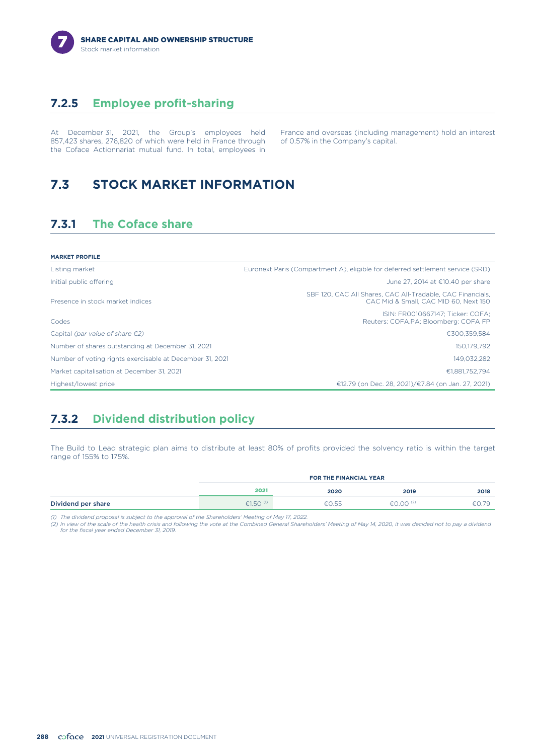## 7.2.5 Employee profit-sharing

At December 31, 2021, the Group's employees held 857,423 shares, 276,820 of which were held in France through the Coface Actionnariat mutual fund. In total, employees in France and overseas (including management) hold an interest of 0.57% in the Company's capital.

# 7.3 STOCK MARKET INFORMATION

## 7.3.1 The Coface share

| MARKET PROFILE | |
|---|---|
| Listing market | Euronext Paris (Compartment A), eligible for deferred settlement service (SRD) |
| Initial public offering | June 27, 2014 at €10.40 per share |
| Presence in stock market indices | SBF 120, CAC All Shares, CAC All-Tradable, CAC Financials, CAC Mid & Small, CAC MID 60, Next 150 |
| Codes | ISIN: FR0010667147; Ticker: COFA; Reuters: COFA.PA; Bloomberg: COFA FP |
| Capital *(par value of share €2)* | €300,359,584 |
| Number of shares outstanding at December 31, 2021 | 150,179,792 |
| Number of voting rights exercisable at December 31, 2021 | 149,032,282 |
| Market capitalisation at December 31, 2021 | €1,881,752,794 |
| Highest/lowest price | €12.79 (on Dec. 28, 2021)/€7.84 (on Jan. 27, 2021) |

## 7.3.2 Dividend distribution policy

The Build to Lead strategic plan aims to distribute at least 80% of profits provided the solvency ratio is within the target range of 155% to 175%.

| | FOR THE FINANCIAL YEAR | | | |
|---|---|---|---|---|
| | 2021 | 2020 | 2019 | 2018 |
| Dividend per share | €1.50 (1) | €0.55 | €0.00 (2) | €0.79 |

*(1) The dividend proposal is subject to the approval of the Shareholders' Meeting of May 17, 2022.*
*(2) In view of the scale of the health crisis and following the vote at the Combined General Shareholders' Meeting of May 14, 2020, it was decided not to pay a dividend for the fiscal year ended December 31, 2019.*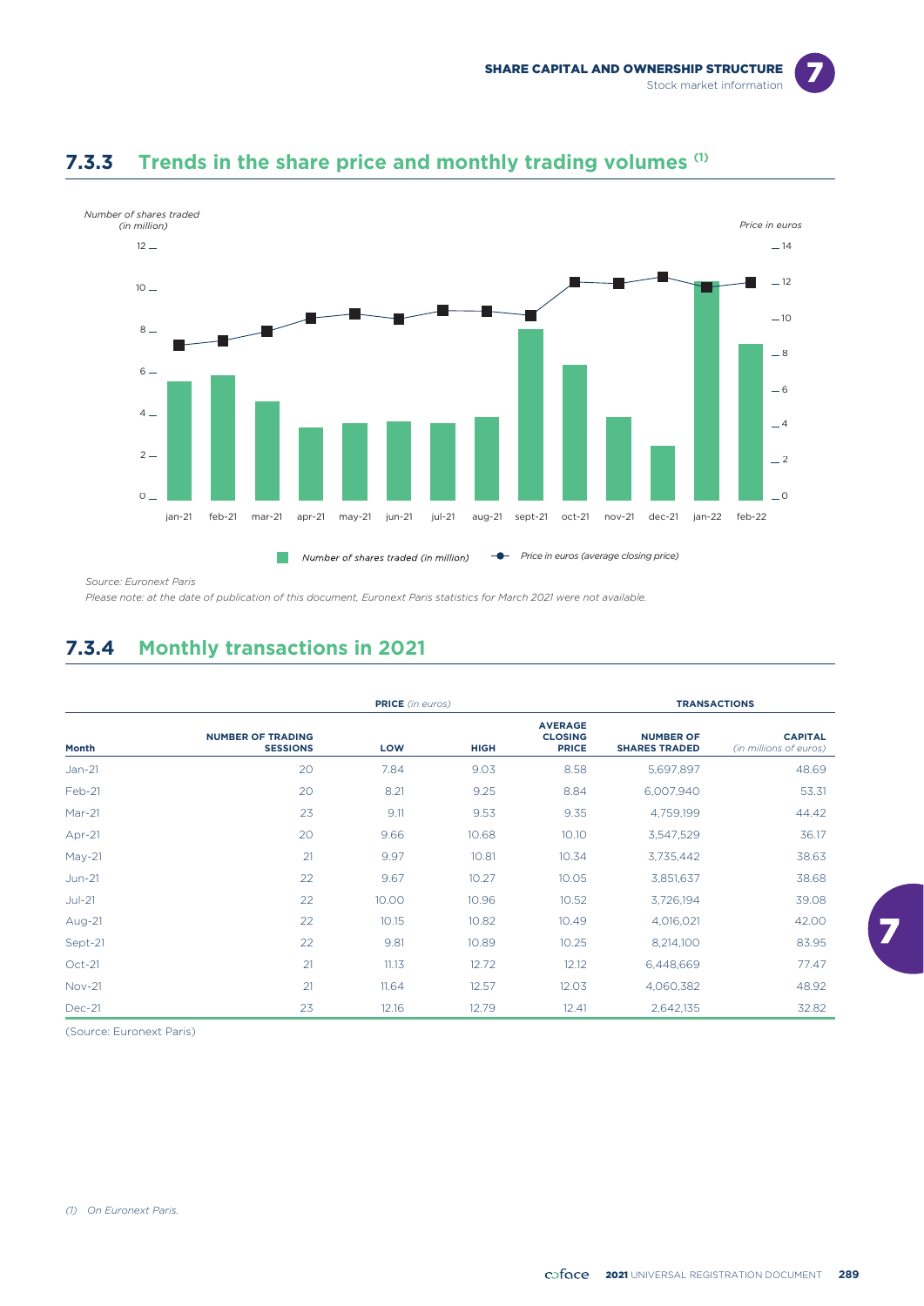## 7.3.3 Trends in the share price and monthly trading volumes [1]

Number of shares traded (in million)

Price in euros

Number of shares traded (in million) — Price in euros (average closing price)

Source: Euronext Paris

Please note: at the date of publication of this document, Euronext Paris statistics for March 2021 were not available.

## 7.3.4 Monthly transactions in 2021

| Month | NUMBER OF TRADING SESSIONS | PRICE (in euros) LOW | HIGH | AVERAGE CLOSING PRICE | TRANSACTIONS NUMBER OF SHARES TRADED | CAPITAL (in millions of euros) |
|---|---|---|---|---|---|---|
| Jan-21 | 20 | 7.84 | 9.03 | 8.58 | 5,697,897 | 48.69 |
| Feb-21 | 20 | 8.21 | 9.25 | 8.84 | 6,007,940 | 53.31 |
| Mar-21 | 23 | 9.11 | 9.53 | 9.35 | 4,759,199 | 44.42 |
| Apr-21 | 20 | 9.66 | 10.68 | 10.10 | 3,547,529 | 36.17 |
| May-21 | 21 | 9.97 | 10.81 | 10.34 | 3,735,442 | 38.63 |
| Jun-21 | 22 | 9.67 | 10.27 | 10.05 | 3,851,637 | 38.68 |
| Jul-21 | 22 | 10.00 | 10.96 | 10.52 | 3,726,194 | 39.08 |
| Aug-21 | 22 | 10.15 | 10.82 | 10.49 | 4,016,021 | 42.00 |
| Sept-21 | 22 | 9.81 | 10.89 | 10.25 | 8,214,100 | 83.95 |
| Oct-21 | 21 | 11.13 | 12.72 | 12.12 | 6,448,669 | 77.47 |
| Nov-21 | 21 | 11.64 | 12.57 | 12.03 | 4,060,382 | 48.92 |
| Dec-21 | 23 | 12.16 | 12.79 | 12.41 | 2,642,135 | 32.82 |

(Source: Euronext Paris)

(1) On Euronext Paris.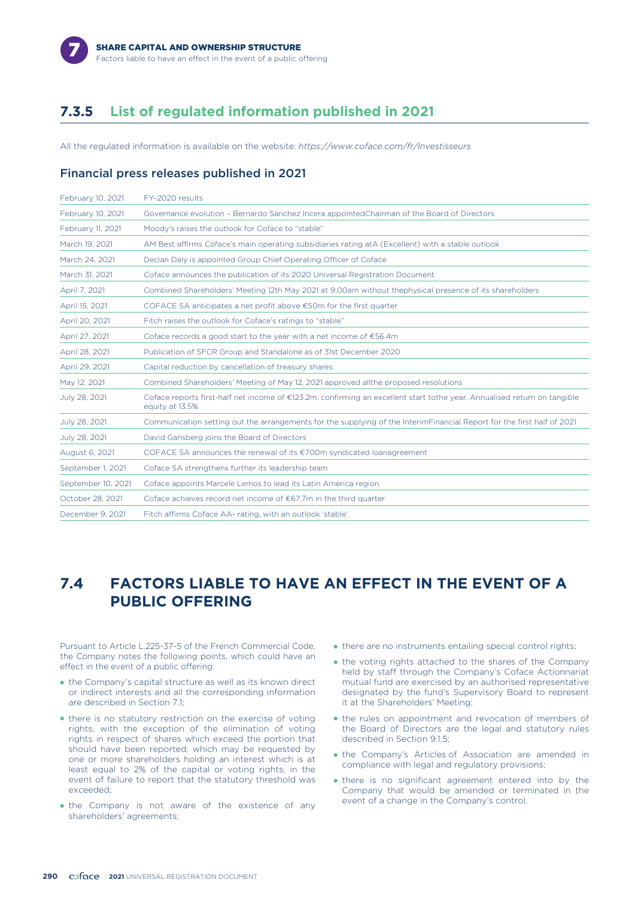## 7.3.5 List of regulated information published in 2021

All the regulated information is available on the website: *https://www.coface.com/fr/Investisseurs*

### Financial press releases published in 2021

| | |
|---|---|
| February 10, 2021 | FY-2020 results |
| February 10, 2021 | Governance evolution – Bernardo Sanchez Incera appointedChairman of the Board of Directors |
| February 11, 2021 | Moody's raises the outlook for Coface to "stable" |
| March 19, 2021 | AM Best affirms Coface's main operating subsidiaries rating atA (Excellent) with a stable outlook |
| March 24, 2021 | Declan Daly is appointed Group Chief Operating Officer of Coface |
| March 31, 2021 | Coface announces the publication of its 2020 Universal Registration Document |
| April 7, 2021 | Combined Shareholders' Meeting 12th May 2021 at 9.00am without thephysical presence of its shareholders |
| April 15, 2021 | COFACE SA anticipates a net profit above €50m for the first quarter |
| April 20, 2021 | Fitch raises the outlook for Coface's ratings to "stable" |
| April 27, 2021 | Coface records a good start to the year with a net income of €56.4m |
| April 28, 2021 | Publication of SFCR Group and Standalone as of 31st December 2020 |
| April 29, 2021 | Capital reduction by cancellation of treasury shares |
| May 12, 2021 | Combined Shareholders' Meeting of May 12, 2021 approved allthe proposed resolutions |
| July 28, 2021 | Coface reports first-half net income of €123.2m, confirming an excellent start tothe year. Annualised return on tangible equity at 13.5% |
| July 28, 2021 | Communication setting out the arrangements for the supplying of the InterimFinancial Report for the first half of 2021 |
| July 28, 2021 | David Gansberg joins the Board of Directors |
| August 6, 2021 | COFACE SA announces the renewal of its €700m syndicated loanagreement |
| September 1, 2021 | Coface SA strengthens further its leadership team |
| September 10, 2021 | Coface appoints Marcele Lemos to lead its Latin America region |
| October 28, 2021 | Coface achieves record net income of €67.7m in the third quarter |
| December 9, 2021 | Fitch affirms Coface AA- rating, with an outlook 'stable' |

# 7.4 FACTORS LIABLE TO HAVE AN EFFECT IN THE EVENT OF A PUBLIC OFFERING

Pursuant to Article L.225-37-5 of the French Commercial Code, the Company notes the following points, which could have an effect in the event of a public offering:

- the Company's capital structure as well as its known direct or indirect interests and all the corresponding information are described in Section 7.1;
- there is no statutory restriction on the exercise of voting rights, with the exception of the elimination of voting rights in respect of shares which exceed the portion that should have been reported, which may be requested by one or more shareholders holding an interest which is at least equal to 2% of the capital or voting rights, in the event of failure to report that the statutory threshold was exceeded;
- the Company is not aware of the existence of any shareholders' agreements;
- there are no instruments entailing special control rights;
- the voting rights attached to the shares of the Company held by staff through the Company's Coface Actionnariat mutual fund are exercised by an authorised representative designated by the fund's Supervisory Board to represent it at the Shareholders' Meeting;
- the rules on appointment and revocation of members of the Board of Directors are the legal and statutory rules described in Section 9.1.5;
- the Company's Articles of Association are amended in compliance with legal and regulatory provisions;
- there is no significant agreement entered into by the Company that would be amended or terminated in the event of a change in the Company's control.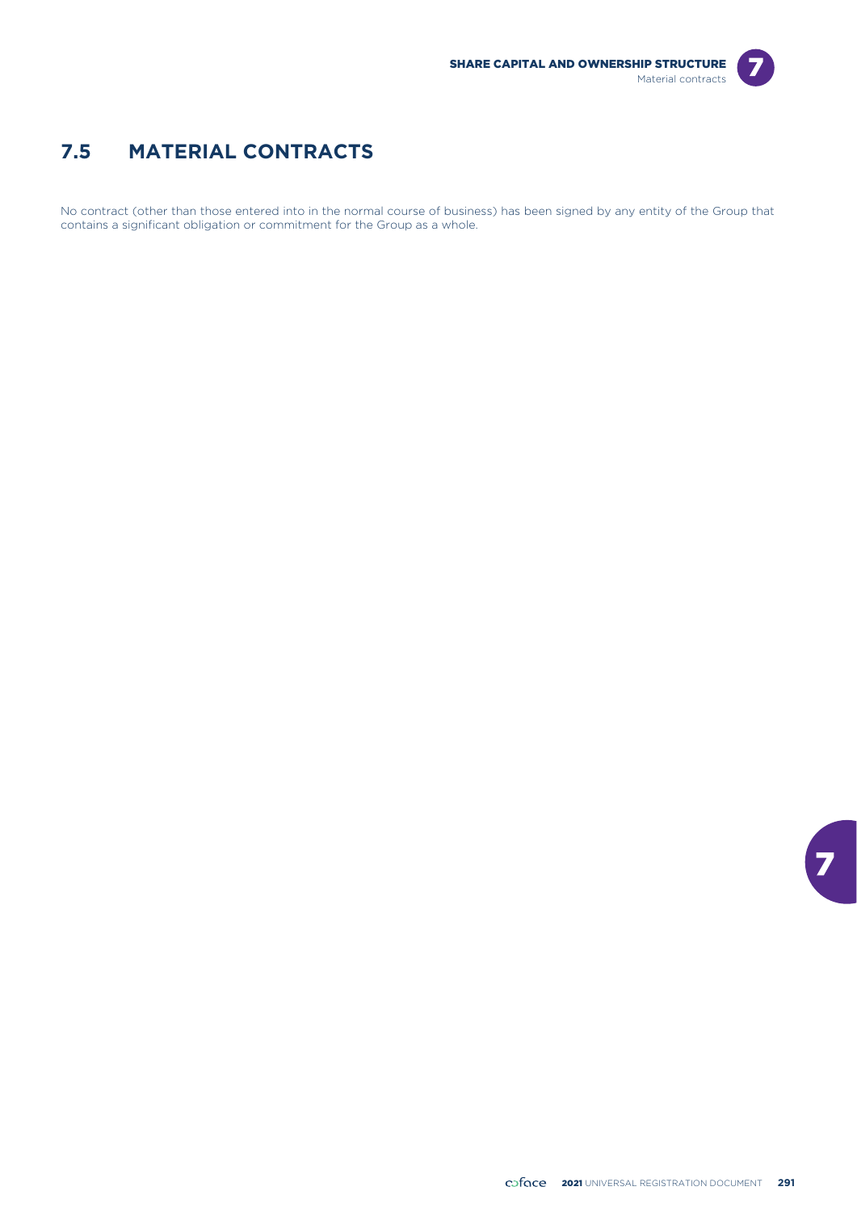## 7.5 MATERIAL CONTRACTS

No contract (other than those entered into in the normal course of business) has been signed by any entity of the Group that contains a significant obligation or commitment for the Group as a whole.